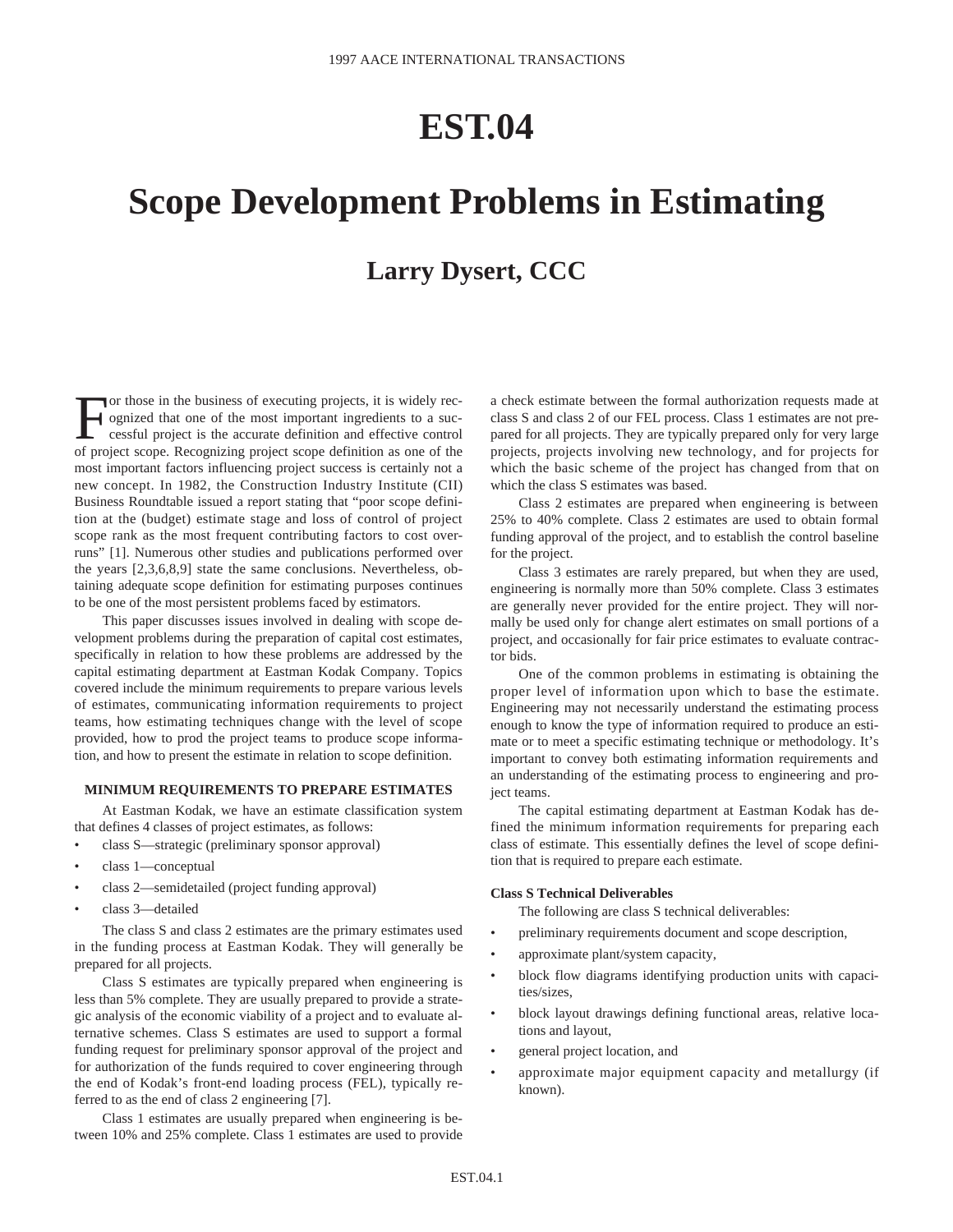# EST.04

# Scope Development Problems in Estimating

## Larry Dysert, CCC

For those in the business of executing projects, it is widely recognized that one of the most important ingredients to a successful project is the accurate definition and effective control of project scope. Recognizing project scope definition as one of the most important factors influencing project success is certainly not a new concept. In 1982, the Construction Industry Institute (CII) Business Roundtable issued a report stating that "poor scope definition at the (budget) estimate stage and loss of control of project scope rank as the most frequent contributing factors to cost overruns" [1]. Numerous other studies and publications performed over the years [2,3,6,8,9] state the same conclusions. Nevertheless, obtaining adequate scope definition for estimating purposes continues to be one of the most persistent problems faced by estimators.

This paper discusses issues involved in dealing with scope development problems during the preparation of capital cost estimates, specifically in relation to how these problems are addressed by the capital estimating department at Eastman Kodak Company. Topics covered include the minimum requirements to prepare various levels of estimates, communicating information requirements to project teams, how estimating techniques change with the level of scope provided, how to prod the project teams to produce scope information, and how to present the estimate in relation to scope definition.

### MINIMUM REQUIREMENTS TO PREPARE ESTIMATES

At Eastman Kodak, we have an estimate classification system that defines 4 classes of project estimates, as follows:

- class S—strategic (preliminary sponsor approval)
- class 1—conceptual
- class 2—semidetailed (project funding approval)
- class 3—detailed

The class S and class 2 estimates are the primary estimates used in the funding process at Eastman Kodak. They will generally be prepared for all projects.

Class S estimates are typically prepared when engineering is less than 5% complete. They are usually prepared to provide a strategic analysis of the economic viability of a project and to evaluate alternative schemes. Class S estimates are used to support a formal funding request for preliminary sponsor approval of the project and for authorization of the funds required to cover engineering through the end of Kodak's front-end loading process (FEL), typically referred to as the end of class 2 engineering [7].

Class 1 estimates are usually prepared when engineering is between 10% and 25% complete. Class 1 estimates are used to provide a check estimate between the formal authorization requests made at class S and class 2 of our FEL process. Class 1 estimates are not prepared for all projects. They are typically prepared only for very large projects, projects involving new technology, and for projects for which the basic scheme of the project has changed from that on which the class S estimates was based.

Class 2 estimates are prepared when engineering is between 25% to 40% complete. Class 2 estimates are used to obtain formal funding approval of the project, and to establish the control baseline for the project.

Class 3 estimates are rarely prepared, but when they are used, engineering is normally more than 50% complete. Class 3 estimates are generally never provided for the entire project. They will normally be used only for change alert estimates on small portions of a project, and occasionally for fair price estimates to evaluate contractor bids.

One of the common problems in estimating is obtaining the proper level of information upon which to base the estimate. Engineering may not necessarily understand the estimating process enough to know the type of information required to produce an estimate or to meet a specific estimating technique or methodology. It's important to convey both estimating information requirements and an understanding of the estimating process to engineering and project teams.

The capital estimating department at Eastman Kodak has defined the minimum information requirements for preparing each class of estimate. This essentially defines the level of scope definition that is required to prepare each estimate.

#### Class S Technical Deliverables

The following are class S technical deliverables:

- preliminary requirements document and scope description,
- approximate plant/system capacity,
- block flow diagrams identifying production units with capacities/sizes,
- block layout drawings defining functional areas, relative locations and layout,
- general project location, and
- approximate major equipment capacity and metallurgy (if known).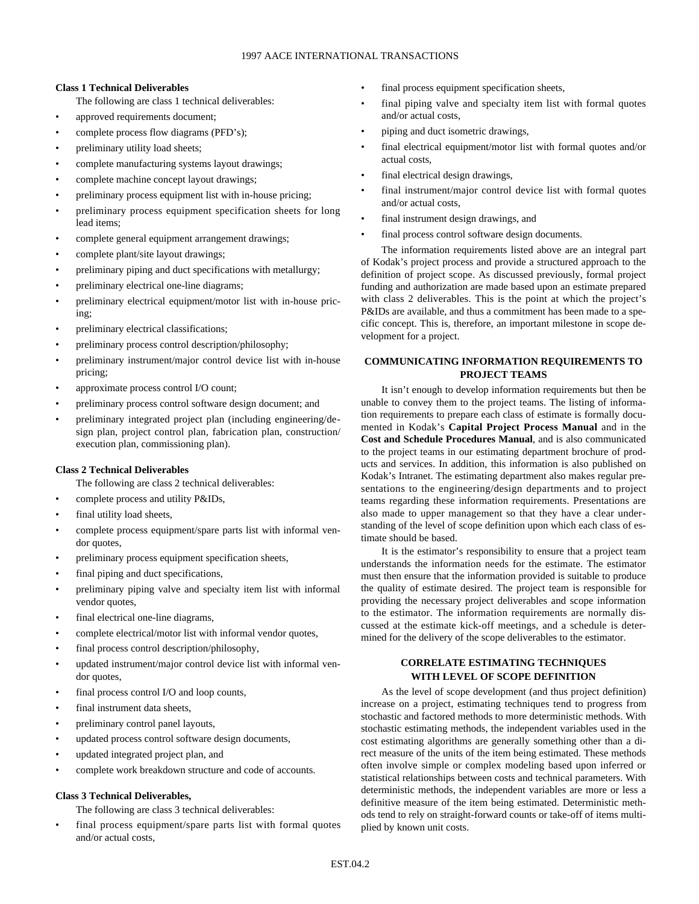#### Class 1 Technical Deliverables

The following are class 1 technical deliverables:

- approved requirements document;
- complete process flow diagrams (PFD's);
- preliminary utility load sheets;
- complete manufacturing systems layout drawings;
- complete machine concept layout drawings;
- preliminary process equipment list with in-house pricing;
- preliminary process equipment specification sheets for long lead items;
- complete general equipment arrangement drawings;
- complete plant/site layout drawings;
- preliminary piping and duct specifications with metallurgy;
- preliminary electrical one-line diagrams;
- preliminary electrical equipment/motor list with in-house pricing;
- preliminary electrical classifications;
- preliminary process control description/philosophy;
- preliminary instrument/major control device list with in-house pricing;
- approximate process control I/O count;
- preliminary process control software design document; and
- preliminary integrated project plan (including engineering/design plan, project control plan, fabrication plan, construction/execution plan, commissioning plan).

#### Class 2 Technical Deliverables

The following are class 2 technical deliverables:

- complete process and utility P&IDs,
- final utility load sheets,
- complete process equipment/spare parts list with informal vendor quotes,
- preliminary process equipment specification sheets,
- final piping and duct specifications,
- preliminary piping valve and specialty item list with informal vendor quotes,
- final electrical one-line diagrams,
- complete electrical/motor list with informal vendor quotes,
- final process control description/philosophy,
- updated instrument/major control device list with informal vendor quotes,
- final process control I/O and loop counts,
- final instrument data sheets,
- preliminary control panel layouts,
- updated process control software design documents,
- updated integrated project plan, and
- complete work breakdown structure and code of accounts.

#### Class 3 Technical Deliverables,

The following are class 3 technical deliverables:

- final process equipment/spare parts list with formal quotes and/or actual costs,
- final process equipment specification sheets,
- final piping valve and specialty item list with formal quotes and/or actual costs,
- piping and duct isometric drawings,
- final electrical equipment/motor list with formal quotes and/or actual costs,
- final electrical design drawings,
- final instrument/major control device list with formal quotes and/or actual costs,
- final instrument design drawings, and
- final process control software design documents.

The information requirements listed above are an integral part of Kodak's project process and provide a structured approach to the definition of project scope. As discussed previously, formal project funding and authorization are made based upon an estimate prepared with class 2 deliverables. This is the point at which the project's P&IDs are available, and thus a commitment has been made to a specific concept. This is, therefore, an important milestone in scope development for a project.

## COMMUNICATING INFORMATION REQUIREMENTS TO PROJECT TEAMS

It isn't enough to develop information requirements but then be unable to convey them to the project teams. The listing of information requirements to prepare each class of estimate is formally documented in Kodak's **Capital Project Process Manual** and in the **Cost and Schedule Procedures Manual**, and is also communicated to the project teams in our estimating department brochure of products and services. In addition, this information is also published on Kodak's Intranet. The estimating department also makes regular presentations to the engineering/design departments and to project teams regarding these information requirements. Presentations are also made to upper management so that they have a clear understanding of the level of scope definition upon which each class of estimate should be based.

It is the estimator's responsibility to ensure that a project team understands the information needs for the estimate. The estimator must then ensure that the information provided is suitable to produce the quality of estimate desired. The project team is responsible for providing the necessary project deliverables and scope information to the estimator. The information requirements are normally discussed at the estimate kick-off meetings, and a schedule is determined for the delivery of the scope deliverables to the estimator.

## CORRELATE ESTIMATING TECHNIQUES WITH LEVEL OF SCOPE DEFINITION

As the level of scope development (and thus project definition) increase on a project, estimating techniques tend to progress from stochastic and factored methods to more deterministic methods. With stochastic estimating methods, the independent variables used in the cost estimating algorithms are generally something other than a direct measure of the units of the item being estimated. These methods often involve simple or complex modeling based upon inferred or statistical relationships between costs and technical parameters. With deterministic methods, the independent variables are more or less a definitive measure of the item being estimated. Deterministic methods tend to rely on straight-forward counts or take-off of items multiplied by known unit costs.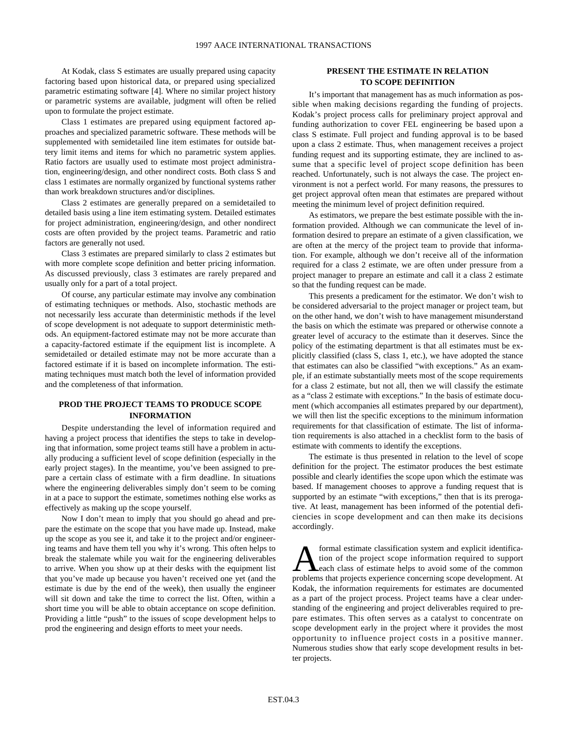At Kodak, class S estimates are usually prepared using capacity factoring based upon historical data, or prepared using specialized parametric estimating software [4]. Where no similar project history or parametric systems are available, judgment will often be relied upon to formulate the project estimate.

Class 1 estimates are prepared using equipment factored approaches and specialized parametric software. These methods will be supplemented with semidetailed line item estimates for outside battery limit items and items for which no parametric system applies. Ratio factors are usually used to estimate most project administration, engineering/design, and other nondirect costs. Both class S and class 1 estimates are normally organized by functional systems rather than work breakdown structures and/or disciplines.

Class 2 estimates are generally prepared on a semidetailed to detailed basis using a line item estimating system. Detailed estimates for project administration, engineering/design, and other nondirect costs are often provided by the project teams. Parametric and ratio factors are generally not used.

Class 3 estimates are prepared similarly to class 2 estimates but with more complete scope definition and better pricing information. As discussed previously, class 3 estimates are rarely prepared and usually only for a part of a total project.

Of course, any particular estimate may involve any combination of estimating techniques or methods. Also, stochastic methods are not necessarily less accurate than deterministic methods if the level of scope development is not adequate to support deterministic methods. An equipment-factored estimate may not be more accurate than a capacity-factored estimate if the equipment list is incomplete. A semidetailed or detailed estimate may not be more accurate than a factored estimate if it is based on incomplete information. The estimating techniques must match both the level of information provided and the completeness of that information.

## PROD THE PROJECT TEAMS TO PRODUCE SCOPE INFORMATION

Despite understanding the level of information required and having a project process that identifies the steps to take in developing that information, some project teams still have a problem in actually producing a sufficient level of scope definition (especially in the early project stages). In the meantime, you've been assigned to prepare a certain class of estimate with a firm deadline. In situations where the engineering deliverables simply don't seem to be coming in at a pace to support the estimate, sometimes nothing else works as effectively as making up the scope yourself.

Now I don't mean to imply that you should go ahead and prepare the estimate on the scope that you have made up. Instead, make up the scope as you see it, and take it to the project and/or engineering teams and have them tell you why it's wrong. This often helps to break the stalemate while you wait for the engineering deliverables to arrive. When you show up at their desks with the equipment list that you've made up because you haven't received one yet (and the estimate is due by the end of the week), then usually the engineer will sit down and take the time to correct the list. Often, within a short time you will be able to obtain acceptance on scope definition. Providing a little "push" to the issues of scope development helps to prod the engineering and design efforts to meet your needs.

## PRESENT THE ESTIMATE IN RELATION TO SCOPE DEFINITION

It's important that management has as much information as possible when making decisions regarding the funding of projects. Kodak's project process calls for preliminary project approval and funding authorization to cover FEL engineering be based upon a class S estimate. Full project and funding approval is to be based upon a class 2 estimate. Thus, when management receives a project funding request and its supporting estimate, they are inclined to assume that a specific level of project scope definition has been reached. Unfortunately, such is not always the case. The project environment is not a perfect world. For many reasons, the pressures to get project approval often mean that estimates are prepared without meeting the minimum level of project definition required.

As estimators, we prepare the best estimate possible with the information provided. Although we can communicate the level of information desired to prepare an estimate of a given classification, we are often at the mercy of the project team to provide that information. For example, although we don't receive all of the information required for a class 2 estimate, we are often under pressure from a project manager to prepare an estimate and call it a class 2 estimate so that the funding request can be made.

This presents a predicament for the estimator. We don't wish to be considered adversarial to the project manager or project team, but on the other hand, we don't wish to have management misunderstand the basis on which the estimate was prepared or otherwise connote a greater level of accuracy to the estimate than it deserves. Since the policy of the estimating department is that all estimates must be explicitly classified (class S, class 1, etc.), we have adopted the stance that estimates can also be classified "with exceptions." As an example, if an estimate substantially meets most of the scope requirements for a class 2 estimate, but not all, then we will classify the estimate as a "class 2 estimate with exceptions." In the basis of estimate document (which accompanies all estimates prepared by our department), we will then list the specific exceptions to the minimum information requirements for that classification of estimate. The list of information requirements is also attached in a checklist form to the basis of estimate with comments to identify the exceptions.

The estimate is thus presented in relation to the level of scope definition for the project. The estimator produces the best estimate possible and clearly identifies the scope upon which the estimate was based. If management chooses to approve a funding request that is supported by an estimate "with exceptions," then that is its prerogative. At least, management has been informed of the potential deficiencies in scope development and can then make its decisions accordingly.

A formal estimate classification system and explicit identification of the project scope information required to support each class of estimate helps to avoid some of the common problems that projects experience concerning scope development. At Kodak, the information requirements for estimates are documented as a part of the project process. Project teams have a clear understanding of the engineering and project deliverables required to prepare estimates. This often serves as a catalyst to concentrate on scope development early in the project where it provides the most opportunity to influence project costs in a positive manner. Numerous studies show that early scope development results in better projects.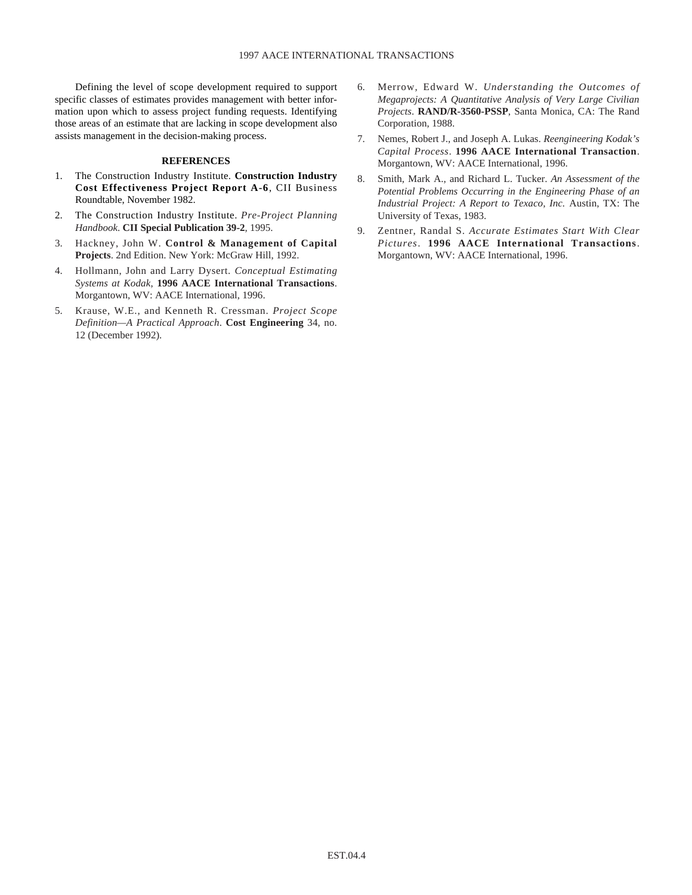Defining the level of scope development required to support specific classes of estimates provides management with better information upon which to assess project funding requests. Identifying those areas of an estimate that are lacking in scope development also assists management in the decision-making process.

### REFERENCES

1. The Construction Industry Institute. **Construction Industry Cost Effectiveness Project Report A-6**, CII Business Roundtable, November 1982.
2. The Construction Industry Institute. *Pre-Project Planning Handbook*. **CII Special Publication 39-2**, 1995.
3. Hackney, John W. **Control & Management of Capital Projects**. 2nd Edition. New York: McGraw Hill, 1992.
4. Hollmann, John and Larry Dysert. *Conceptual Estimating Systems at Kodak*, **1996 AACE International Transactions**. Morgantown, WV: AACE International, 1996.
5. Krause, W.E., and Kenneth R. Cressman. *Project Scope Definition—A Practical Approach*. **Cost Engineering** 34, no. 12 (December 1992).
6. Merrow, Edward W. *Understanding the Outcomes of Megaprojects: A Quantitative Analysis of Very Large Civilian Projects*. **RAND/R-3560-PSSP**, Santa Monica, CA: The Rand Corporation, 1988.
7. Nemes, Robert J., and Joseph A. Lukas. *Reengineering Kodak's Capital Process*. **1996 AACE International Transaction**. Morgantown, WV: AACE International, 1996.
8. Smith, Mark A., and Richard L. Tucker. *An Assessment of the Potential Problems Occurring in the Engineering Phase of an Industrial Project: A Report to Texaco, Inc.* Austin, TX: The University of Texas, 1983.
9. Zentner, Randal S. *Accurate Estimates Start With Clear Pictures*. **1996 AACE International Transactions**. Morgantown, WV: AACE International, 1996.